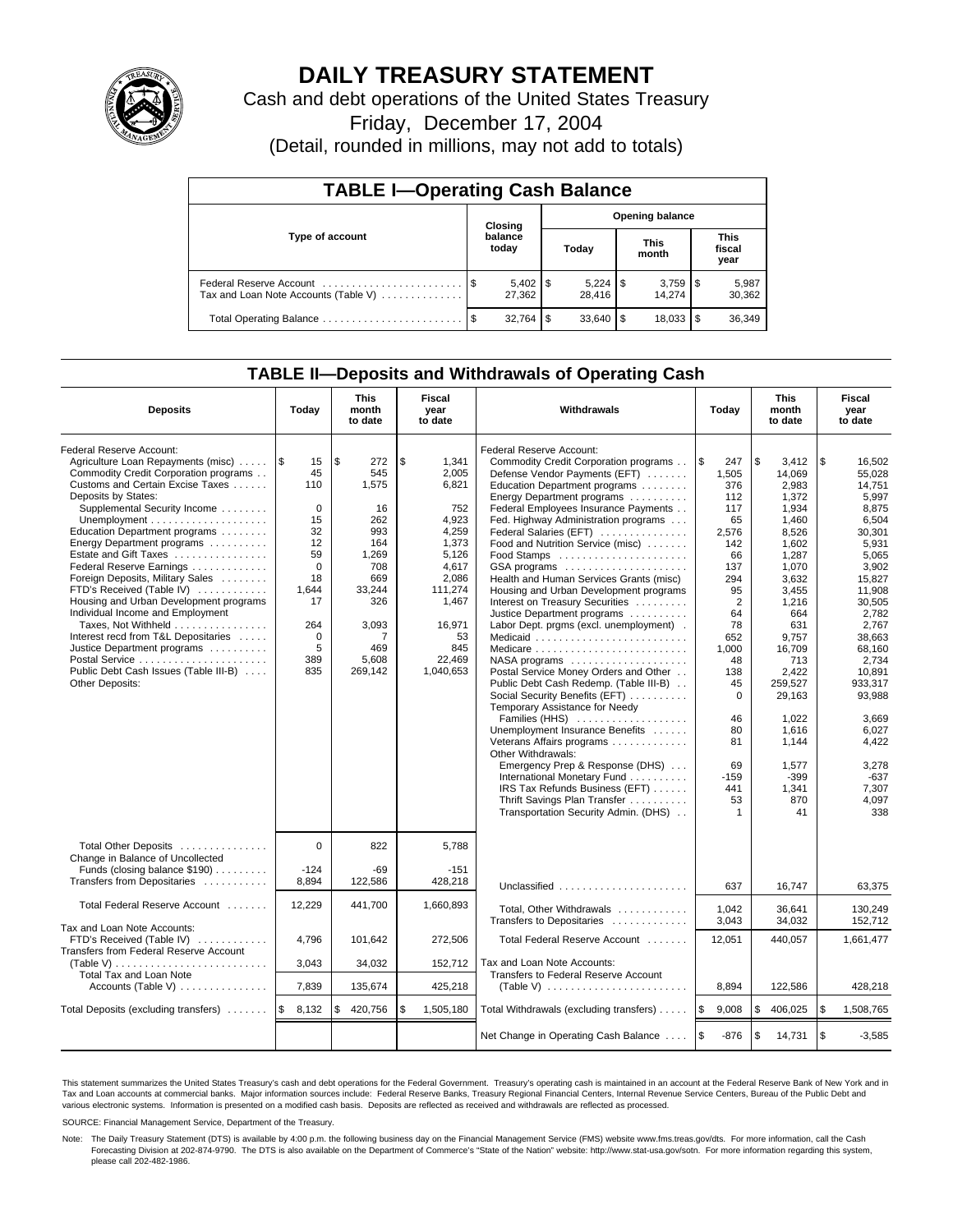# DAILY TREASURY STATEMENT

Cash and debt operations of the United States Treasury

Friday, December 17, 2004

(Detail, rounded in millions, may not add to totals)

## TABLE I—Operating Cash Balance

| Type of account | Closing balance today | Opening balance Today | Opening balance This month | Opening balance This fiscal year |
|---|---|---|---|---|
| Federal Reserve Account | $ 5,402 | $ 5,224 | $ 3,759 | $ 5,987 |
| Tax and Loan Note Accounts (Table V) | 27,362 | 28,416 | 14,274 | 30,362 |
| Total Operating Balance | $ 32,764 | $ 33,640 | $ 18,033 | $ 36,349 |

## TABLE II—Deposits and Withdrawals of Operating Cash

| Deposits | Today | This month to date | Fiscal year to date |
|---|---|---|---|
| Federal Reserve Account: | | | |
| Agriculture Loan Repayments (misc) | $ 15 | $ 272 | $ 1,341 |
| Commodity Credit Corporation programs | 45 | 545 | 2,005 |
| Customs and Certain Excise Taxes | 110 | 1,575 | 6,821 |
| Deposits by States: | | | |
| Supplemental Security Income | 0 | 16 | 752 |
| Unemployment | 15 | 262 | 4,923 |
| Education Department programs | 32 | 993 | 4,259 |
| Energy Department programs | 12 | 164 | 1,373 |
| Estate and Gift Taxes | 59 | 1,269 | 5,126 |
| Federal Reserve Earnings | 0 | 708 | 4,617 |
| Foreign Deposits, Military Sales | 18 | 669 | 2,086 |
| FTD's Received (Table IV) | 1,644 | 33,244 | 111,274 |
| Housing and Urban Development programs | 17 | 326 | 1,467 |
| Individual Income and Employment Taxes, Not Withheld | 264 | 3,093 | 16,971 |
| Interest recd from T&L Depositaries | 0 | 7 | 53 |
| Justice Department programs | 5 | 469 | 845 |
| Postal Service | 389 | 5,608 | 22,469 |
| Public Debt Cash Issues (Table III-B) | 835 | 269,142 | 1,040,653 |
| Other Deposits: | | | |
| Total Other Deposits | 0 | 822 | 5,788 |
| Change in Balance of Uncollected Funds (closing balance $190) | -124 | -69 | -151 |
| Transfers from Depositaries | 8,894 | 122,586 | 428,218 |
| Total Federal Reserve Account | 12,229 | 441,700 | 1,660,893 |
| Tax and Loan Note Accounts: | | | |
| FTD's Received (Table IV) | 4,796 | 101,642 | 272,506 |
| Transfers from Federal Reserve Account (Table V) | 3,043 | 34,032 | 152,712 |
| Total Tax and Loan Note Accounts (Table V) | 7,839 | 135,674 | 425,218 |
| Total Deposits (excluding transfers) | $ 8,132 | $ 420,756 | $ 1,505,180 |

| Withdrawals | Today | This month to date | Fiscal year to date |
|---|---|---|---|
| Federal Reserve Account: | | | |
| Commodity Credit Corporation programs | $ 247 | $ 3,412 | $ 16,502 |
| Defense Vendor Payments (EFT) | 1,505 | 14,069 | 55,028 |
| Education Department programs | 376 | 2,983 | 14,751 |
| Energy Department programs | 112 | 1,372 | 5,997 |
| Federal Employees Insurance Payments | 117 | 1,934 | 8,875 |
| Fed. Highway Administration programs | 65 | 1,460 | 6,504 |
| Federal Salaries (EFT) | 2,576 | 8,526 | 30,301 |
| Food and Nutrition Service (misc) | 142 | 1,602 | 5,931 |
| Food Stamps | 66 | 1,287 | 5,065 |
| GSA programs | 137 | 1,070 | 3,902 |
| Health and Human Services Grants (misc) | 294 | 3,632 | 15,827 |
| Housing and Urban Development programs | 95 | 3,455 | 11,908 |
| Interest on Treasury Securities | 2 | 1,216 | 30,505 |
| Justice Department programs | 64 | 664 | 2,782 |
| Labor Dept. prgms (excl. unemployment) | 78 | 631 | 2,767 |
| Medicaid | 652 | 9,757 | 38,663 |
| Medicare | 1,000 | 16,709 | 68,160 |
| NASA programs | 48 | 713 | 2,734 |
| Postal Service Money Orders and Other | 138 | 2,422 | 10,891 |
| Public Debt Cash Redemp. (Table III-B) | 45 | 259,527 | 933,317 |
| Social Security Benefits (EFT) | 0 | 29,163 | 93,988 |
| Temporary Assistance for Needy Families (HHS) | 46 | 1,022 | 3,669 |
| Unemployment Insurance Benefits | 80 | 1,616 | 6,027 |
| Veterans Affairs programs | 81 | 1,144 | 4,422 |
| Other Withdrawals: | | | |
| Emergency Prep & Response (DHS) | 69 | 1,577 | 3,278 |
| International Monetary Fund | -159 | -399 | -637 |
| IRS Tax Refunds Business (EFT) | 441 | 1,341 | 7,307 |
| Thrift Savings Plan Transfer | 53 | 870 | 4,097 |
| Transportation Security Admin. (DHS) | 1 | 41 | 338 |
| Unclassified | 637 | 16,747 | 63,375 |
| Total, Other Withdrawals | 1,042 | 36,641 | 130,249 |
| Transfers to Depositaries | 3,043 | 34,032 | 152,712 |
| Total Federal Reserve Account | 12,051 | 440,057 | 1,661,477 |
| Tax and Loan Note Accounts: | | | |
| Transfers to Federal Reserve Account (Table V) | 8,894 | 122,586 | 428,218 |
| Total Withdrawals (excluding transfers) | $ 9,008 | $ 406,025 | $ 1,508,765 |
| Net Change in Operating Cash Balance | $ -876 | $ 14,731 | $ -3,585 |

This statement summarizes the United States Treasury's cash and debt operations for the Federal Government. Treasury's operating cash is maintained in an account at the Federal Reserve Bank of New York and in Tax and Loan accounts at commercial banks. Major information sources include: Federal Reserve Banks, Treasury Regional Financial Centers, Internal Revenue Service Centers, Bureau of the Public Debt and various electronic systems. Information is presented on a modified cash basis. Deposits are reflected as received and withdrawals are reflected as processed.

SOURCE: Financial Management Service, Department of the Treasury.

Note: The Daily Treasury Statement (DTS) is available by 4:00 p.m. the following business day on the Financial Management Service (FMS) website www.fms.treas.gov/dts. For more information, call the Cash Forecasting Division at 202-874-9790. The DTS is also available on the Department of Commerce's "State of the Nation" website: http://www.stat-usa.gov/sotn. For more information regarding this system, please call 202-482-1986.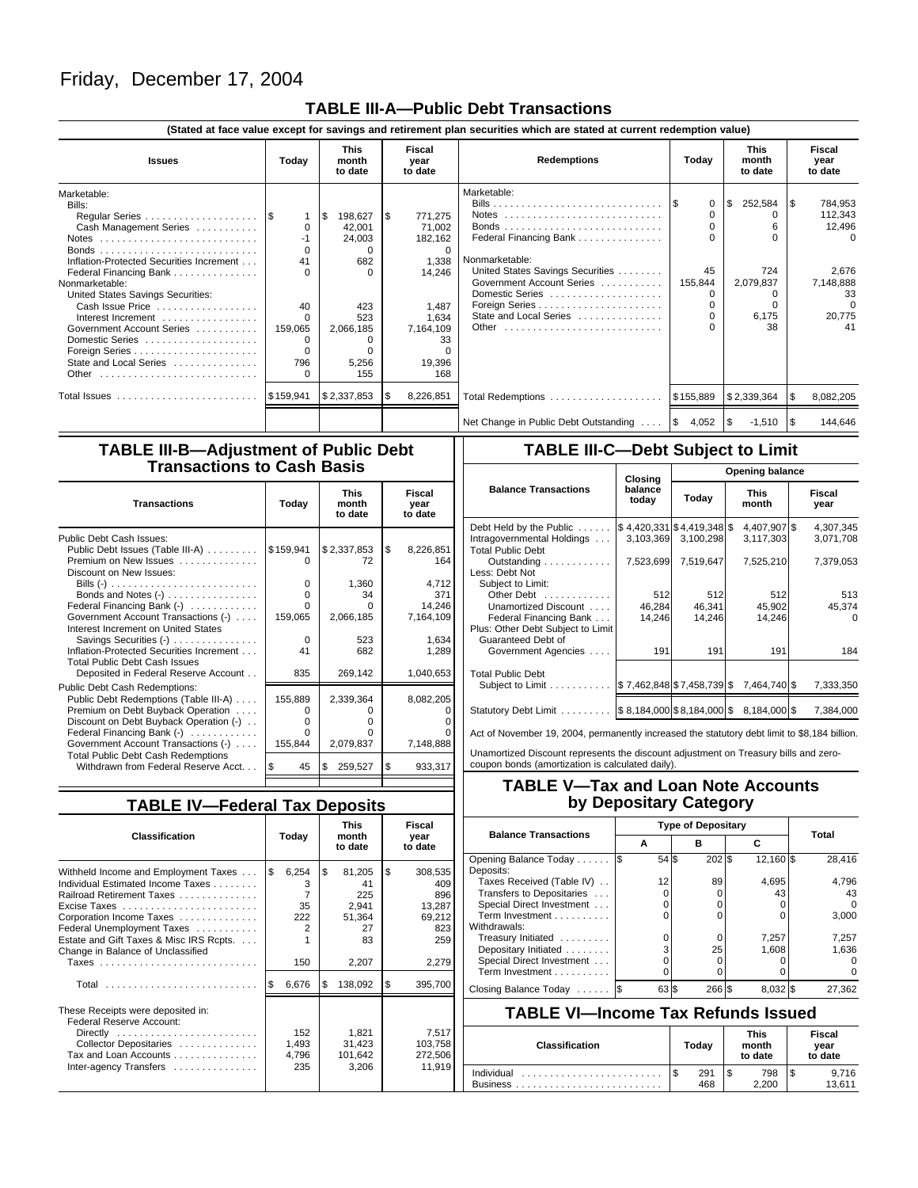Friday, December 17, 2004

## TABLE III-A—Public Debt Transactions

(Stated at face value except for savings and retirement plan securities which are stated at current redemption value)

| Issues | Today | This month to date | Fiscal year to date |
|---|---|---|---|
| Marketable: | | | |
| Bills: | | | |
| Regular Series | $ 1 | $ 198,627 | $ 771,275 |
| Cash Management Series | 0 | 42,001 | 71,002 |
| Notes | -1 | 24,003 | 182,162 |
| Bonds | 0 | 0 | 0 |
| Inflation-Protected Securities Increment | 41 | 682 | 1,338 |
| Federal Financing Bank | 0 | 0 | 14,246 |
| Nonmarketable: | | | |
| United States Savings Securities: | | | |
| Cash Issue Price | 40 | 423 | 1,487 |
| Interest Increment | 0 | 523 | 1,634 |
| Government Account Series | 159,065 | 2,066,185 | 7,164,109 |
| Domestic Series | 0 | 0 | 33 |
| Foreign Series | 0 | 0 | 0 |
| State and Local Series | 796 | 5,256 | 19,396 |
| Other | 0 | 155 | 168 |
| Total Issues | $159,941 | $2,337,853 | $ 8,226,851 |

| Redemptions | Today | This month to date | Fiscal year to date |
|---|---|---|---|
| Marketable: | | | |
| Bills | $ 0 | $ 252,584 | $ 784,953 |
| Notes | 0 | 0 | 112,343 |
| Bonds | 0 | 6 | 12,496 |
| Federal Financing Bank | 0 | 0 | 0 |
| Nonmarketable: | | | |
| United States Savings Securities | 45 | 724 | 2,676 |
| Government Account Series | 155,844 | 2,079,837 | 7,148,888 |
| Domestic Series | 0 | 0 | 33 |
| Foreign Series | 0 | 0 | 0 |
| State and Local Series | 0 | 6,175 | 20,775 |
| Other | 0 | 38 | 41 |
| Total Redemptions | $155,889 | $2,339,364 | $ 8,082,205 |
| Net Change in Public Debt Outstanding | $ 4,052 | $ -1,510 | $ 144,646 |

## TABLE III-B—Adjustment of Public Debt Transactions to Cash Basis

| Transactions | Today | This month to date | Fiscal year to date |
|---|---|---|---|
| Public Debt Cash Issues: | | | |
| Public Debt Issues (Table III-A) | $159,941 | $2,337,853 | $ 8,226,851 |
| Premium on New Issues | 0 | 72 | 164 |
| Discount on New Issues: | | | |
| Bills (-) | 0 | 1,360 | 4,712 |
| Bonds and Notes (-) | 0 | 34 | 371 |
| Federal Financing Bank (-) | 0 | 0 | 14,246 |
| Government Account Transactions (-) | 159,065 | 2,066,185 | 7,164,109 |
| Interest Increment on United States Savings Securities (-) | 0 | 523 | 1,634 |
| Inflation-Protected Securities Increment | 41 | 682 | 1,289 |
| Total Public Debt Cash Issues Deposited in Federal Reserve Account | 835 | 269,142 | 1,040,653 |
| Public Debt Cash Redemptions: | | | |
| Public Debt Redemptions (Table III-A) | 155,889 | 2,339,364 | 8,082,205 |
| Premium on Debt Buyback Operation | 0 | 0 | 0 |
| Discount on Debt Buyback Operation (-) | 0 | 0 | 0 |
| Federal Financing Bank (-) | 0 | 0 | 0 |
| Government Account Transactions (-) | 155,844 | 2,079,837 | 7,148,888 |
| Total Public Debt Cash Redemptions Withdrawn from Federal Reserve Acct. | $ 45 | $ 259,527 | $ 933,317 |

## TABLE III-C—Debt Subject to Limit

| Balance Transactions | Closing balance today | Opening balance | | |
|---|---|---|---|---|
| | | Today | This month | Fiscal year |
| Debt Held by the Public | $ 4,420,331 | $ 4,419,348 | $ 4,407,907 | $ 4,307,345 |
| Intragovernmental Holdings | 3,103,369 | 3,100,298 | 3,117,303 | 3,071,708 |
| Total Public Debt Outstanding | 7,523,699 | 7,519,647 | 7,525,210 | 7,379,053 |
| Less: Debt Not Subject to Limit: | | | | |
| Other Debt | 512 | 512 | 512 | 513 |
| Unamortized Discount | 46,284 | 46,341 | 45,902 | 45,374 |
| Federal Financing Bank | 14,246 | 14,246 | 14,246 | 0 |
| Plus: Other Debt Subject to Limit Guaranteed Debt of Government Agencies | 191 | 191 | 191 | 184 |
| Total Public Debt Subject to Limit | $ 7,462,848 | $ 7,458,739 | $ 7,464,740 | $ 7,333,350 |
| Statutory Debt Limit | $ 8,184,000 | $ 8,184,000 | $ 8,184,000 | $ 7,384,000 |

Act of November 19, 2004, permanently increased the statutory debt limit to $8,184 billion.

Unamortized Discount represents the discount adjustment on Treasury bills and zero-coupon bonds (amortization is calculated daily).

## TABLE IV—Federal Tax Deposits

| Classification | Today | This month to date | Fiscal year to date |
|---|---|---|---|
| Withheld Income and Employment Taxes | $ 6,254 | $ 81,205 | $ 308,535 |
| Individual Estimated Income Taxes | 3 | 41 | 409 |
| Railroad Retirement Taxes | 7 | 225 | 896 |
| Excise Taxes | 35 | 2,941 | 13,287 |
| Corporation Income Taxes | 222 | 51,364 | 69,212 |
| Federal Unemployment Taxes | 2 | 27 | 823 |
| Estate and Gift Taxes & Misc IRS Rcpts. | 1 | 83 | 259 |
| Change in Balance of Unclassified Taxes | 150 | 2,207 | 2,279 |
| Total | $ 6,676 | $ 138,092 | $ 395,700 |
| These Receipts were deposited in: | | | |
| Federal Reserve Account: | | | |
| Directly | 152 | 1,821 | 7,517 |
| Collector Depositaries | 1,493 | 31,423 | 103,758 |
| Tax and Loan Accounts | 4,796 | 101,642 | 272,506 |
| Inter-agency Transfers | 235 | 3,206 | 11,919 |

## TABLE V—Tax and Loan Note Accounts by Depositary Category

| Balance Transactions | Type of Depositary | | | Total |
|---|---|---|---|---|
| | A | B | C | |
| Opening Balance Today | $ 54 | $ 202 | $ 12,160 | $ 28,416 |
| Deposits: | | | | |
| Taxes Received (Table IV) | 12 | 89 | 4,695 | 4,796 |
| Transfers to Depositaries | 0 | 0 | 43 | 43 |
| Special Direct Investment | 0 | 0 | 0 | 0 |
| Term Investment | 0 | 0 | 0 | 3,000 |
| Withdrawals: | | | | |
| Treasury Initiated | 0 | 0 | 7,257 | 7,257 |
| Depositary Initiated | 3 | 25 | 1,608 | 1,636 |
| Special Direct Investment | 0 | 0 | 0 | 0 |
| Term Investment | 0 | 0 | 0 | 0 |
| Closing Balance Today | $ 63 | $ 266 | $ 8,032 | $ 27,362 |

## TABLE VI—Income Tax Refunds Issued

| Classification | Today | This month to date | Fiscal year to date |
|---|---|---|---|
| Individual | $ 291 | $ 798 | $ 9,716 |
| Business | 468 | 2,200 | 13,611 |